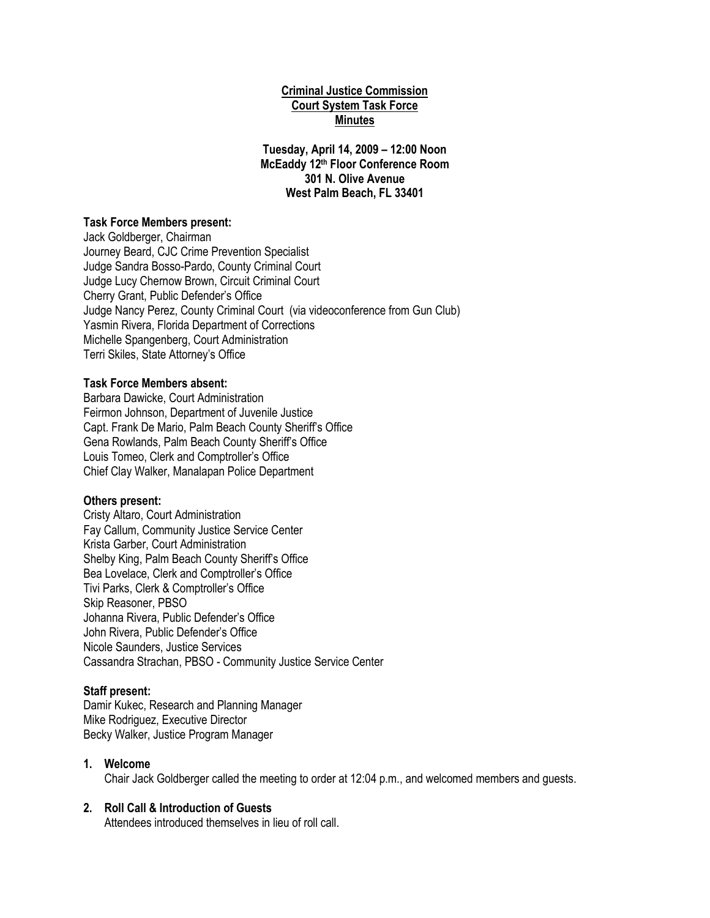**Criminal Justice Commission**
**Court System Task Force**
**Minutes**

**Tuesday, April 14, 2009 – 12:00 Noon**
**McEaddy 12th Floor Conference Room**
**301 N. Olive Avenue**
**West Palm Beach, FL 33401**

**Task Force Members present:**
Jack Goldberger, Chairman
Journey Beard, CJC Crime Prevention Specialist
Judge Sandra Bosso-Pardo, County Criminal Court
Judge Lucy Chernow Brown, Circuit Criminal Court
Cherry Grant, Public Defender's Office
Judge Nancy Perez, County Criminal Court (via videoconference from Gun Club)
Yasmin Rivera, Florida Department of Corrections
Michelle Spangenberg, Court Administration
Terri Skiles, State Attorney's Office

**Task Force Members absent:**
Barbara Dawicke, Court Administration
Feirmon Johnson, Department of Juvenile Justice
Capt. Frank De Mario, Palm Beach County Sheriff's Office
Gena Rowlands, Palm Beach County Sheriff's Office
Louis Tomeo, Clerk and Comptroller's Office
Chief Clay Walker, Manalapan Police Department

**Others present:**
Cristy Altaro, Court Administration
Fay Callum, Community Justice Service Center
Krista Garber, Court Administration
Shelby King, Palm Beach County Sheriff's Office
Bea Lovelace, Clerk and Comptroller's Office
Tivi Parks, Clerk & Comptroller's Office
Skip Reasoner, PBSO
Johanna Rivera, Public Defender's Office
John Rivera, Public Defender's Office
Nicole Saunders, Justice Services
Cassandra Strachan, PBSO - Community Justice Service Center

**Staff present:**
Damir Kukec, Research and Planning Manager
Mike Rodriguez, Executive Director
Becky Walker, Justice Program Manager

1. **Welcome**
   Chair Jack Goldberger called the meeting to order at 12:04 p.m., and welcomed members and guests.

2. **Roll Call & Introduction of Guests**
   Attendees introduced themselves in lieu of roll call.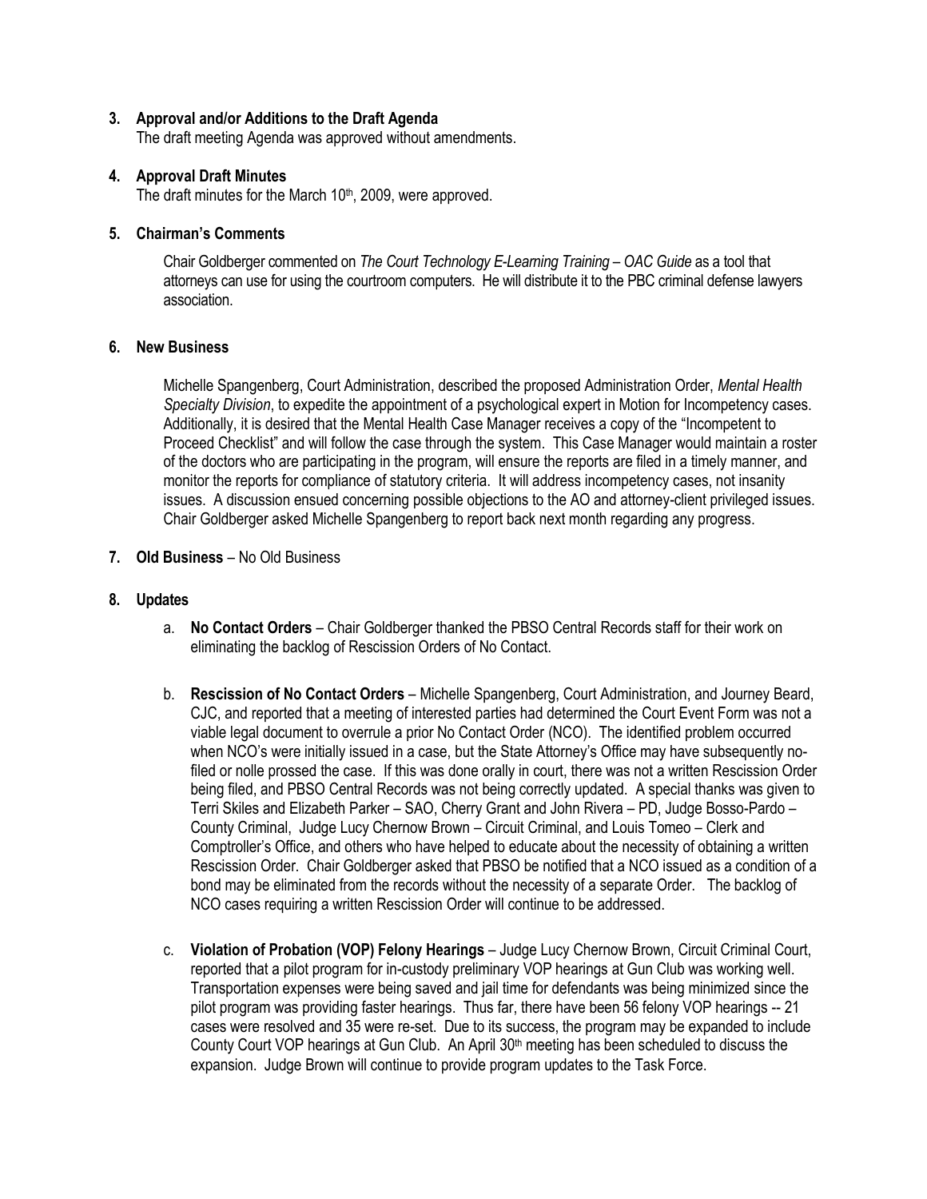**3. Approval and/or Additions to the Draft Agenda**

The draft meeting Agenda was approved without amendments.

**4. Approval Draft Minutes**

The draft minutes for the March 10th, 2009, were approved.

**5. Chairman's Comments**

Chair Goldberger commented on *The Court Technology E-Learning Training – OAC Guide* as a tool that attorneys can use for using the courtroom computers. He will distribute it to the PBC criminal defense lawyers association.

**6. New Business**

Michelle Spangenberg, Court Administration, described the proposed Administration Order, *Mental Health Specialty Division*, to expedite the appointment of a psychological expert in Motion for Incompetency cases. Additionally, it is desired that the Mental Health Case Manager receives a copy of the "Incompetent to Proceed Checklist" and will follow the case through the system. This Case Manager would maintain a roster of the doctors who are participating in the program, will ensure the reports are filed in a timely manner, and monitor the reports for compliance of statutory criteria. It will address incompetency cases, not insanity issues. A discussion ensued concerning possible objections to the AO and attorney-client privileged issues. Chair Goldberger asked Michelle Spangenberg to report back next month regarding any progress.

**7. Old Business** – No Old Business

**8. Updates**

a. **No Contact Orders** – Chair Goldberger thanked the PBSO Central Records staff for their work on eliminating the backlog of Rescission Orders of No Contact.

b. **Rescission of No Contact Orders** – Michelle Spangenberg, Court Administration, and Journey Beard, CJC, and reported that a meeting of interested parties had determined the Court Event Form was not a viable legal document to overrule a prior No Contact Order (NCO). The identified problem occurred when NCO's were initially issued in a case, but the State Attorney's Office may have subsequently no-filed or nolle prossed the case. If this was done orally in court, there was not a written Rescission Order being filed, and PBSO Central Records was not being correctly updated. A special thanks was given to Terri Skiles and Elizabeth Parker – SAO, Cherry Grant and John Rivera – PD, Judge Bosso-Pardo – County Criminal, Judge Lucy Chernow Brown – Circuit Criminal, and Louis Tomeo – Clerk and Comptroller's Office, and others who have helped to educate about the necessity of obtaining a written Rescission Order. Chair Goldberger asked that PBSO be notified that a NCO issued as a condition of a bond may be eliminated from the records without the necessity of a separate Order. The backlog of NCO cases requiring a written Rescission Order will continue to be addressed.

c. **Violation of Probation (VOP) Felony Hearings** – Judge Lucy Chernow Brown, Circuit Criminal Court, reported that a pilot program for in-custody preliminary VOP hearings at Gun Club was working well. Transportation expenses were being saved and jail time for defendants was being minimized since the pilot program was providing faster hearings. Thus far, there have been 56 felony VOP hearings -- 21 cases were resolved and 35 were re-set. Due to its success, the program may be expanded to include County Court VOP hearings at Gun Club. An April 30th meeting has been scheduled to discuss the expansion. Judge Brown will continue to provide program updates to the Task Force.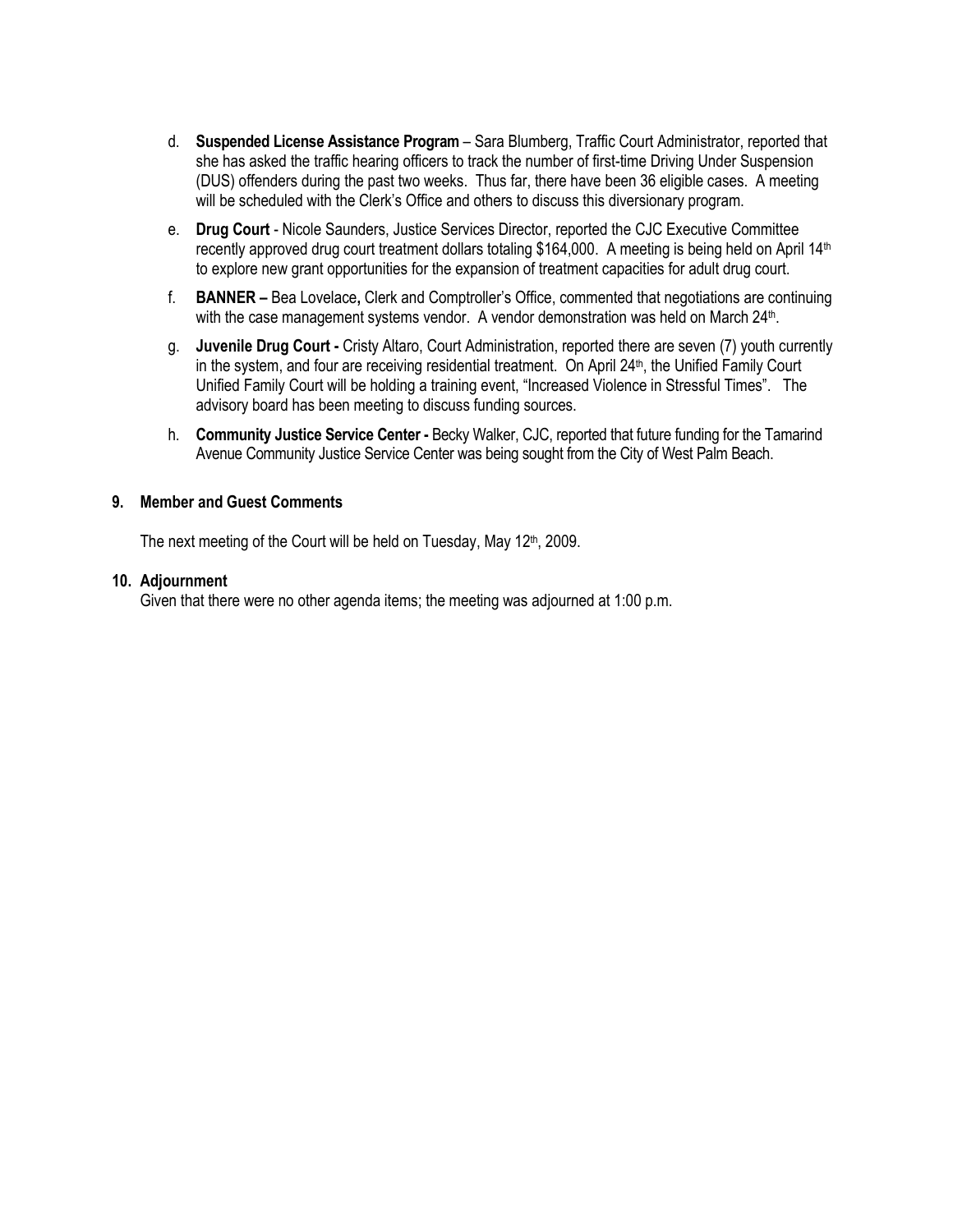d. **Suspended License Assistance Program** – Sara Blumberg, Traffic Court Administrator, reported that she has asked the traffic hearing officers to track the number of first-time Driving Under Suspension (DUS) offenders during the past two weeks. Thus far, there have been 36 eligible cases. A meeting will be scheduled with the Clerk's Office and others to discuss this diversionary program.

e. **Drug Court** - Nicole Saunders, Justice Services Director, reported the CJC Executive Committee recently approved drug court treatment dollars totaling $164,000. A meeting is being held on April 14th to explore new grant opportunities for the expansion of treatment capacities for adult drug court.

f. **BANNER –** Bea Lovelace**,** Clerk and Comptroller's Office, commented that negotiations are continuing with the case management systems vendor. A vendor demonstration was held on March 24th.

g. **Juvenile Drug Court -** Cristy Altaro, Court Administration, reported there are seven (7) youth currently in the system, and four are receiving residential treatment. On April 24th, the Unified Family Court Unified Family Court will be holding a training event, "Increased Violence in Stressful Times". The advisory board has been meeting to discuss funding sources.

h. **Community Justice Service Center -** Becky Walker, CJC, reported that future funding for the Tamarind Avenue Community Justice Service Center was being sought from the City of West Palm Beach.

**9. Member and Guest Comments**

The next meeting of the Court will be held on Tuesday, May 12th, 2009.

**10. Adjournment**

Given that there were no other agenda items; the meeting was adjourned at 1:00 p.m.